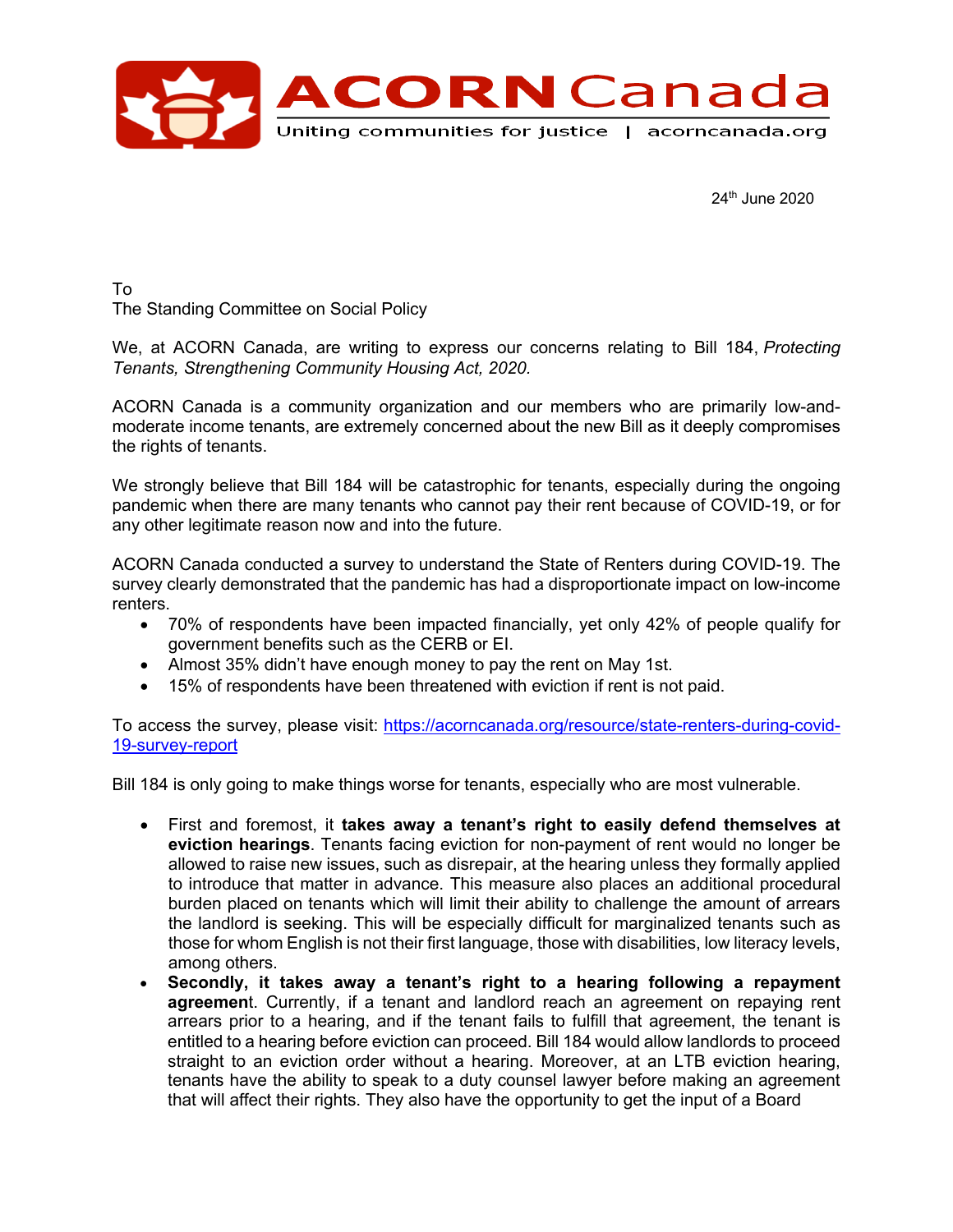ACORN Canada

Uniting communities for justice | acorncanada.org

24th June 2020

To
The Standing Committee on Social Policy

We, at ACORN Canada, are writing to express our concerns relating to Bill 184, *Protecting Tenants, Strengthening Community Housing Act, 2020.*

ACORN Canada is a community organization and our members who are primarily low-and-moderate income tenants, are extremely concerned about the new Bill as it deeply compromises the rights of tenants.

We strongly believe that Bill 184 will be catastrophic for tenants, especially during the ongoing pandemic when there are many tenants who cannot pay their rent because of COVID-19, or for any other legitimate reason now and into the future.

ACORN Canada conducted a survey to understand the State of Renters during COVID-19. The survey clearly demonstrated that the pandemic has had a disproportionate impact on low-income renters.

- 70% of respondents have been impacted financially, yet only 42% of people qualify for government benefits such as the CERB or EI.
- Almost 35% didn't have enough money to pay the rent on May 1st.
- 15% of respondents have been threatened with eviction if rent is not paid.

To access the survey, please visit: [https://acorncanada.org/resource/state-renters-during-covid-19-survey-report](https://acorncanada.org/resource/state-renters-during-covid-19-survey-report)

Bill 184 is only going to make things worse for tenants, especially who are most vulnerable.

- First and foremost, it **takes away a tenant's right to easily defend themselves at eviction hearings**. Tenants facing eviction for non-payment of rent would no longer be allowed to raise new issues, such as disrepair, at the hearing unless they formally applied to introduce that matter in advance. This measure also places an additional procedural burden placed on tenants which will limit their ability to challenge the amount of arrears the landlord is seeking. This will be especially difficult for marginalized tenants such as those for whom English is not their first language, those with disabilities, low literacy levels, among others.
- **Secondly, it takes away a tenant's right to a hearing following a repayment agreement**. Currently, if a tenant and landlord reach an agreement on repaying rent arrears prior to a hearing, and if the tenant fails to fulfill that agreement, the tenant is entitled to a hearing before eviction can proceed. Bill 184 would allow landlords to proceed straight to an eviction order without a hearing. Moreover, at an LTB eviction hearing, tenants have the ability to speak to a duty counsel lawyer before making an agreement that will affect their rights. They also have the opportunity to get the input of a Board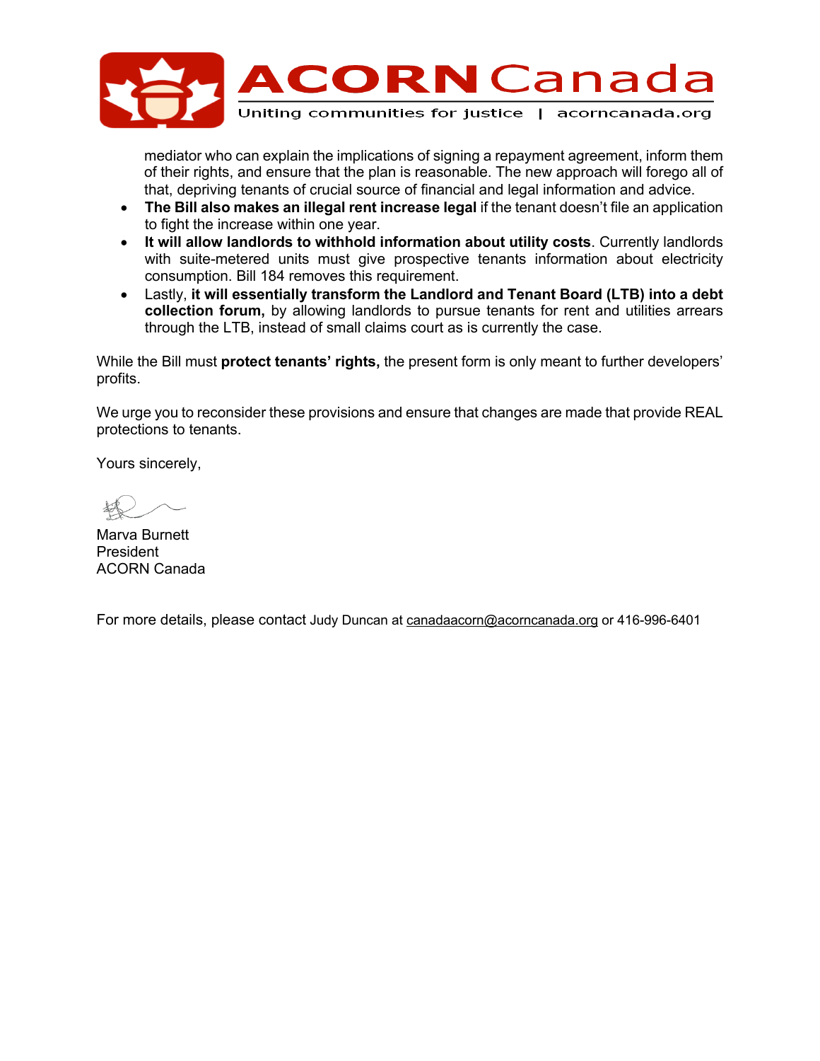mediator who can explain the implications of signing a repayment agreement, inform them of their rights, and ensure that the plan is reasonable. The new approach will forego all of that, depriving tenants of crucial source of financial and legal information and advice.

- **The Bill also makes an illegal rent increase legal** if the tenant doesn't file an application to fight the increase within one year.
- **It will allow landlords to withhold information about utility costs**. Currently landlords with suite-metered units must give prospective tenants information about electricity consumption. Bill 184 removes this requirement.
- Lastly, **it will essentially transform the Landlord and Tenant Board (LTB) into a debt collection forum,** by allowing landlords to pursue tenants for rent and utilities arrears through the LTB, instead of small claims court as is currently the case.

While the Bill must **protect tenants' rights,** the present form is only meant to further developers' profits.

We urge you to reconsider these provisions and ensure that changes are made that provide REAL protections to tenants.

Yours sincerely,

Marva Burnett
President
ACORN Canada

For more details, please contact Judy Duncan at canadaacorn@acorncanada.org or 416-996-6401